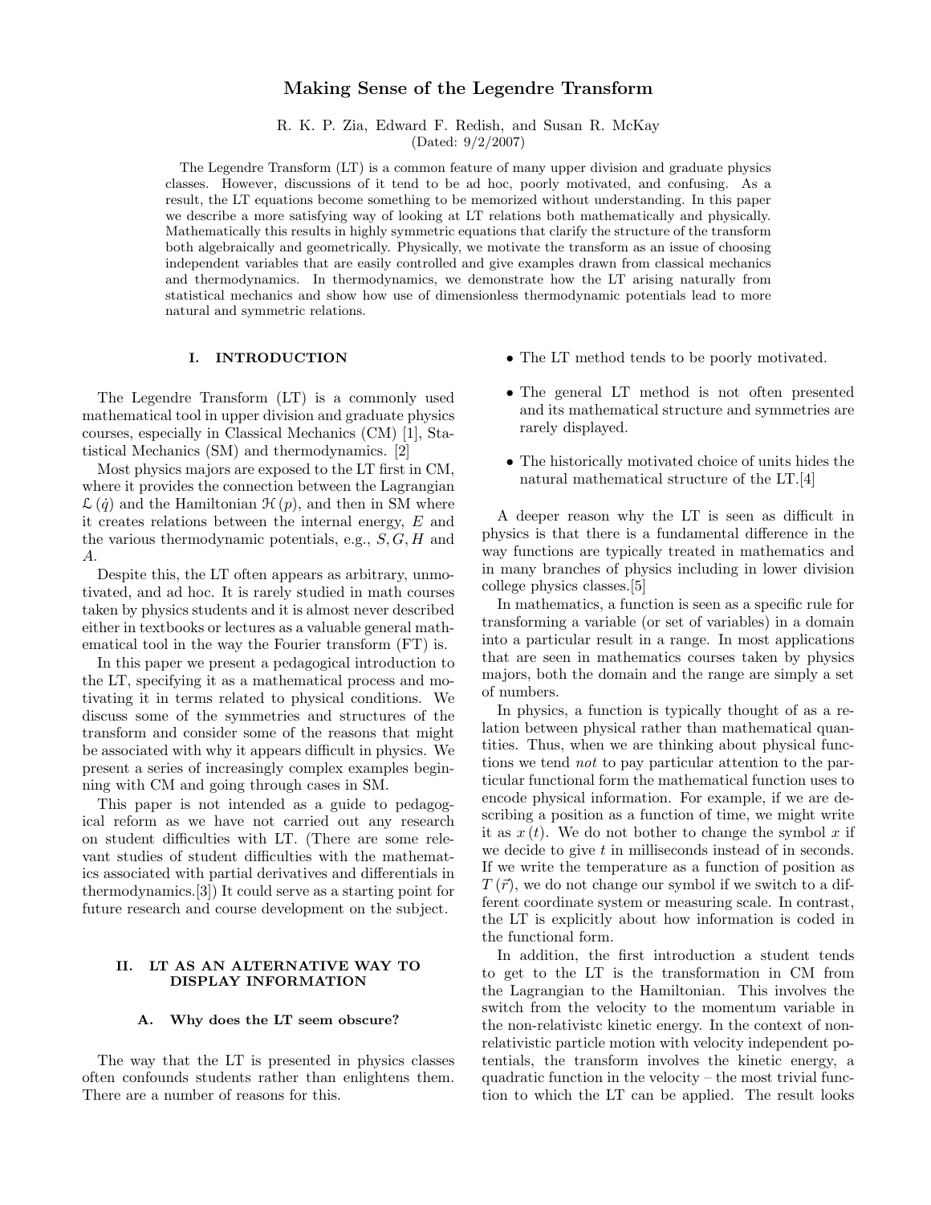# Making Sense of the Legendre Transform

R. K. P. Zia, Edward F. Redish, and Susan R. McKay

(Dated: 9/2/2007)

The Legendre Transform (LT) is a common feature of many upper division and graduate physics classes. However, discussions of it tend to be ad hoc, poorly motivated, and confusing. As a result, the LT equations become something to be memorized without understanding. In this paper we describe a more satisfying way of looking at LT relations both mathematically and physically. Mathematically this results in highly symmetric equations that clarify the structure of the transform both algebraically and geometrically. Physically, we motivate the transform as an issue of choosing independent variables that are easily controlled and give examples drawn from classical mechanics and thermodynamics. In thermodynamics, we demonstrate how the LT arising naturally from statistical mechanics and show how use of dimensionless thermodynamic potentials lead to more natural and symmetric relations.

## I. INTRODUCTION

The Legendre Transform (LT) is a commonly used mathematical tool in upper division and graduate physics courses, especially in Classical Mechanics (CM) [1], Statistical Mechanics (SM) and thermodynamics. [2]

Most physics majors are exposed to the LT first in CM, where it provides the connection between the Lagrangian $\mathcal{L}(\dot{q})$ and the Hamiltonian $\mathcal{H}(p)$, and then in SM where it creates relations between the internal energy, $E$ and the various thermodynamic potentials, e.g., $S, G, H$ and $A$.

Despite this, the LT often appears as arbitrary, unmotivated, and ad hoc. It is rarely studied in math courses taken by physics students and it is almost never described either in textbooks or lectures as a valuable general mathematical tool in the way the Fourier transform (FT) is.

In this paper we present a pedagogical introduction to the LT, specifying it as a mathematical process and motivating it in terms related to physical conditions. We discuss some of the symmetries and structures of the transform and consider some of the reasons that might be associated with why it appears difficult in physics. We present a series of increasingly complex examples beginning with CM and going through cases in SM.

This paper is not intended as a guide to pedagogical reform as we have not carried out any research on student difficulties with LT. (There are some relevant studies of student difficulties with the mathematics associated with partial derivatives and differentials in thermodynamics.[3]) It could serve as a starting point for future research and course development on the subject.

## II. LT AS AN ALTERNATIVE WAY TO DISPLAY INFORMATION

### A. Why does the LT seem obscure?

The way that the LT is presented in physics classes often confounds students rather than enlightens them. There are a number of reasons for this.

- The LT method tends to be poorly motivated.
- The general LT method is not often presented and its mathematical structure and symmetries are rarely displayed.
- The historically motivated choice of units hides the natural mathematical structure of the LT.[4]

A deeper reason why the LT is seen as difficult in physics is that there is a fundamental difference in the way functions are typically treated in mathematics and in many branches of physics including in lower division college physics classes.[5]

In mathematics, a function is seen as a specific rule for transforming a variable (or set of variables) in a domain into a particular result in a range. In most applications that are seen in mathematics courses taken by physics majors, both the domain and the range are simply a set of numbers.

In physics, a function is typically thought of as a relation between physical rather than mathematical quantities. Thus, when we are thinking about physical functions we tend *not* to pay particular attention to the particular functional form the mathematical function uses to encode physical information. For example, if we are describing a position as a function of time, we might write it as $x(t)$. We do not bother to change the symbol $x$ if we decide to give $t$ in milliseconds instead of in seconds. If we write the temperature as a function of position as $T(\vec{r})$, we do not change our symbol if we switch to a different coordinate system or measuring scale. In contrast, the LT is explicitly about how information is coded in the functional form.

In addition, the first introduction a student tends to get to the LT is the transformation in CM from the Lagrangian to the Hamiltonian. This involves the switch from the velocity to the momentum variable in the non-relativistc kinetic energy. In the context of non-relativistic particle motion with velocity independent potentials, the transform involves the kinetic energy, a quadratic function in the velocity – the most trivial function to which the LT can be applied. The result looks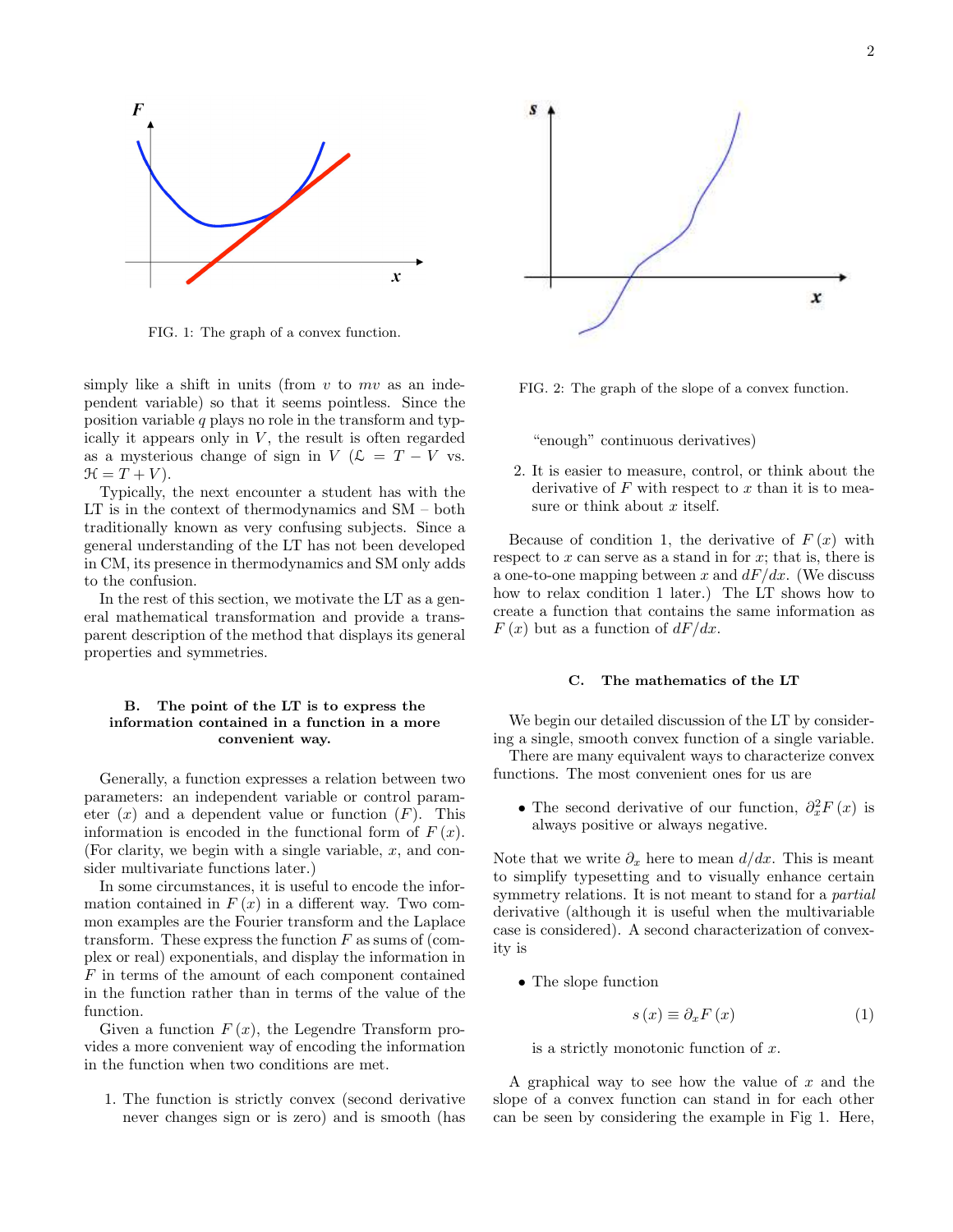FIG. 1: The graph of a convex function.

simply like a shift in units (from $v$ to $mv$ as an independent variable) so that it seems pointless. Since the position variable $q$ plays no role in the transform and typically it appears only in $V$, the result is often regarded as a mysterious change of sign in $V$ ($\mathcal{L} = T - V$ vs. $\mathcal{H} = T + V$).

Typically, the next encounter a student has with the LT is in the context of thermodynamics and SM – both traditionally known as very confusing subjects. Since a general understanding of the LT has not been developed in CM, its presence in thermodynamics and SM only adds to the confusion.

In the rest of this section, we motivate the LT as a general mathematical transformation and provide a transparent description of the method that displays its general properties and symmetries.

### B. The point of the LT is to express the information contained in a function in a more convenient way.

Generally, a function expresses a relation between two parameters: an independent variable or control parameter ($x$) and a dependent value or function ($F$). This information is encoded in the functional form of $F(x)$. (For clarity, we begin with a single variable, $x$, and consider multivariate functions later.)

In some circumstances, it is useful to encode the information contained in $F(x)$ in a different way. Two common examples are the Fourier transform and the Laplace transform. These express the function $F$ as sums of (complex or real) exponentials, and display the information in $F$ in terms of the amount of each component contained in the function rather than in terms of the value of the function.

Given a function $F(x)$, the Legendre Transform provides a more convenient way of encoding the information in the function when two conditions are met.

1. The function is strictly convex (second derivative never changes sign or is zero) and is smooth (has "enough" continuous derivatives)

2. It is easier to measure, control, or think about the derivative of $F$ with respect to $x$ than it is to measure or think about $x$ itself.

FIG. 2: The graph of the slope of a convex function.

Because of condition 1, the derivative of $F(x)$ with respect to $x$ can serve as a stand in for $x$; that is, there is a one-to-one mapping between $x$ and $dF/dx$. (We discuss how to relax condition 1 later.) The LT shows how to create a function that contains the same information as $F(x)$ but as a function of $dF/dx$.

### C. The mathematics of the LT

We begin our detailed discussion of the LT by considering a single, smooth convex function of a single variable.

There are many equivalent ways to characterize convex functions. The most convenient ones for us are

- The second derivative of our function, $\partial_x^2 F(x)$ is always positive or always negative.

Note that we write $\partial_x$ here to mean $d/dx$. This is meant to simplify typesetting and to visually enhance certain symmetry relations. It is not meant to stand for a *partial* derivative (although it is useful when the multivariable case is considered). A second characterization of convexity is

- The slope function

$$s(x) \equiv \partial_x F(x) \tag{1}$$

is a strictly monotonic function of $x$.

A graphical way to see how the value of $x$ and the slope of a convex function can stand in for each other can be seen by considering the example in Fig 1. Here,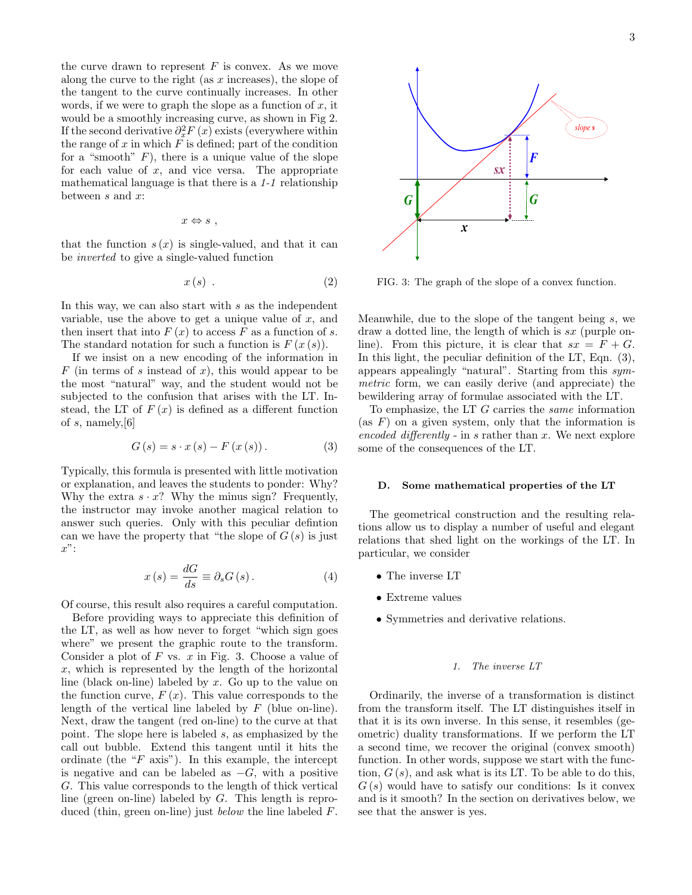the curve drawn to represent $F$ is convex. As we move along the curve to the right (as $x$ increases), the slope of the tangent to the curve continually increases. In other words, if we were to graph the slope as a function of $x$, it would be a smoothly increasing curve, as shown in Fig 2. If the second derivative $\partial_x^2 F(x)$ exists (everywhere within the range of $x$ in which $F$ is defined; part of the condition for a "smooth" $F$), there is a unique value of the slope for each value of $x$, and vice versa. The appropriate mathematical language is that there is a *1-1* relationship between $s$ and $x$:

$$x \Leftrightarrow s \ ,$$

that the function $s(x)$ is single-valued, and that it can be *inverted* to give a single-valued function

$$x(s) \ . \tag{2}$$

In this way, we can also start with $s$ as the independent variable, use the above to get a unique value of $x$, and then insert that into $F(x)$ to access $F$ as a function of $s$. The standard notation for such a function is $F(x(s))$.

If we insist on a new encoding of the information in $F$ (in terms of $s$ instead of $x$), this would appear to be the most "natural" way, and the student would not be subjected to the confusion that arises with the LT. Instead, the LT of $F(x)$ is defined as a different function of $s$, namely,[6]

$$G(s) = s \cdot x(s) - F(x(s)) \, . \tag{3}$$

Typically, this formula is presented with little motivation or explanation, and leaves the students to ponder: Why? Why the extra $s \cdot x$? Why the minus sign? Frequently, the instructor may invoke another magical relation to answer such queries. Only with this peculiar defintion can we have the property that "the slope of $G(s)$ is just $x$":

$$x(s) = \frac{dG}{ds} \equiv \partial_s G(s) \, . \tag{4}$$

Of course, this result also requires a careful computation.

Before providing ways to appreciate this definition of the LT, as well as how never to forget "which sign goes where" we present the graphic route to the transform. Consider a plot of $F$ vs. $x$ in Fig. 3. Choose a value of $x$, which is represented by the length of the horizontal line (black on-line) labeled by $x$. Go up to the value on the function curve, $F(x)$. This value corresponds to the length of the vertical line labeled by $F$ (blue on-line). Next, draw the tangent (red on-line) to the curve at that point. The slope here is labeled $s$, as emphasized by the call out bubble. Extend this tangent until it hits the ordinate (the "$F$ axis"). In this example, the intercept is negative and can be labeled as $-G$, with a positive $G$. This value corresponds to the length of thick vertical line (green on-line) labeled by $G$. This length is reproduced (thin, green on-line) just *below* the line labeled $F$.

FIG. 3: The graph of the slope of a convex function.

Meanwhile, due to the slope of the tangent being $s$, we draw a dotted line, the length of which is $sx$ (purple online). From this picture, it is clear that $sx = F + G$. In this light, the peculiar definition of the LT, Eqn. (3), appears appealingly "natural". Starting from this *symmetric* form, we can easily derive (and appreciate) the bewildering array of formulae associated with the LT.

To emphasize, the LT $G$ carries the *same* information (as $F$) on a given system, only that the information is *encoded differently* - in $s$ rather than $x$. We next explore some of the consequences of the LT.

### D. Some mathematical properties of the LT

The geometrical construction and the resulting relations allow us to display a number of useful and elegant relations that shed light on the workings of the LT. In particular, we consider

- The inverse LT
- Extreme values
- Symmetries and derivative relations.

#### 1. The inverse LT

Ordinarily, the inverse of a transformation is distinct from the transform itself. The LT distinguishes itself in that it is its own inverse. In this sense, it resembles (geometric) duality transformations. If we perform the LT a second time, we recover the original (convex smooth) function. In other words, suppose we start with the function, $G(s)$, and ask what is its LT. To be able to do this, $G(s)$ would have to satisfy our conditions: Is it convex and is it smooth? In the section on derivatives below, we see that the answer is yes.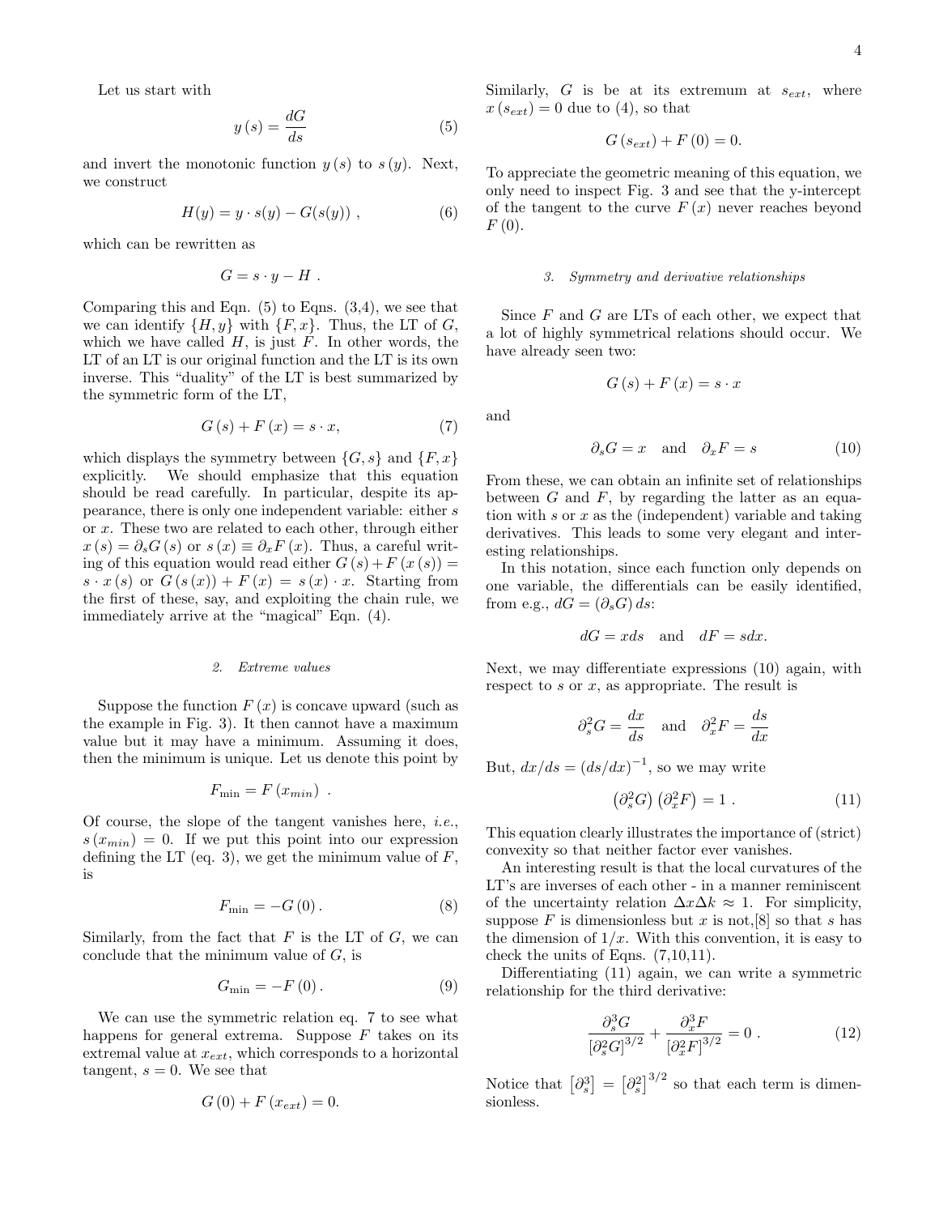Let us start with

$$y(s) = \frac{dG}{ds} \tag{5}$$

and invert the monotonic function $y(s)$ to $s(y)$. Next, we construct

$$H(y) = y \cdot s(y) - G(s(y)) \ , \tag{6}$$

which can be rewritten as

$$G = s \cdot y - H \ .$$

Comparing this and Eqn. (5) to Eqns. (3,4), we see that we can identify $\{H, y\}$ with $\{F, x\}$. Thus, the LT of $G$, which we have called $H$, is just $F$. In other words, the LT of an LT is our original function and the LT is its own inverse. This "duality" of the LT is best summarized by the symmetric form of the LT,

$$G(s) + F(x) = s \cdot x, \tag{7}$$

which displays the symmetry between $\{G, s\}$ and $\{F, x\}$ explicitly. We should emphasize that this equation should be read carefully. In particular, despite its appearance, there is only one independent variable: either $s$ or $x$. These two are related to each other, through either $x(s) = \partial_s G(s)$ or $s(x) \equiv \partial_x F(x)$. Thus, a careful writing of this equation would read either $G(s) + F(x(s)) = s \cdot x(s)$ or $G(s(x)) + F(x) = s(x) \cdot x$. Starting from the first of these, say, and exploiting the chain rule, we immediately arrive at the "magical" Eqn. (4).

### 2. Extreme values

Suppose the function $F(x)$ is concave upward (such as the example in Fig. 3). It then cannot have a maximum value but it may have a minimum. Assuming it does, then the minimum is unique. Let us denote this point by

$$F_{\min} = F(x_{min}) \ .$$

Of course, the slope of the tangent vanishes here, *i.e.*, $s(x_{min}) = 0$. If we put this point into our expression defining the LT (eq. 3), we get the minimum value of $F$, is

$$F_{\min} = -G(0) \,. \tag{8}$$

Similarly, from the fact that $F$ is the LT of $G$, we can conclude that the minimum value of $G$, is

$$G_{\min} = -F(0) \,. \tag{9}$$

We can use the symmetric relation eq. 7 to see what happens for general extrema. Suppose $F$ takes on its extremal value at $x_{ext}$, which corresponds to a horizontal tangent, $s = 0$. We see that

$$G(0) + F(x_{ext}) = 0.$$

Similarly, $G$ is be at its extremum at $s_{ext}$, where $x(s_{ext}) = 0$ due to (4), so that

$$G(s_{ext}) + F(0) = 0.$$

To appreciate the geometric meaning of this equation, we only need to inspect Fig. 3 and see that the y-intercept of the tangent to the curve $F(x)$ never reaches beyond $F(0)$.

### 3. Symmetry and derivative relationships

Since $F$ and $G$ are LTs of each other, we expect that a lot of highly symmetrical relations should occur. We have already seen two:

$$G(s) + F(x) = s \cdot x$$

and

$$\partial_s G = x \quad \text{and} \quad \partial_x F = s \tag{10}$$

From these, we can obtain an infinite set of relationships between $G$ and $F$, by regarding the latter as an equation with $s$ or $x$ as the (independent) variable and taking derivatives. This leads to some very elegant and interesting relationships.

In this notation, since each function only depends on one variable, the differentials can be easily identified, from e.g., $dG = (\partial_s G)\, ds$:

$$dG = x ds \quad \text{and} \quad dF = s dx.$$

Next, we may differentiate expressions (10) again, with respect to $s$ or $x$, as appropriate. The result is

$$\partial_s^2 G = \frac{dx}{ds} \quad \text{and} \quad \partial_x^2 F = \frac{ds}{dx}$$

But, $dx/ds = (ds/dx)^{-1}$, so we may write

$$\left(\partial_s^2 G\right)\left(\partial_x^2 F\right) = 1 \ . \tag{11}$$

This equation clearly illustrates the importance of (strict) convexity so that neither factor ever vanishes.

An interesting result is that the local curvatures of the LT's are inverses of each other - in a manner reminiscent of the uncertainty relation $\Delta x \Delta k \approx 1$. For simplicity, suppose $F$ is dimensionless but $x$ is not,[8] so that $s$ has the dimension of $1/x$. With this convention, it is easy to check the units of Eqns. (7,10,11).

Differentiating (11) again, we can write a symmetric relationship for the third derivative:

$$\frac{\partial_s^3 G}{\left[\partial_s^2 G\right]^{3/2}} + \frac{\partial_x^3 F}{\left[\partial_x^2 F\right]^{3/2}} = 0 \ . \tag{12}$$

Notice that $\left[\partial_s^3\right] = \left[\partial_s^2\right]^{3/2}$ so that each term is dimensionless.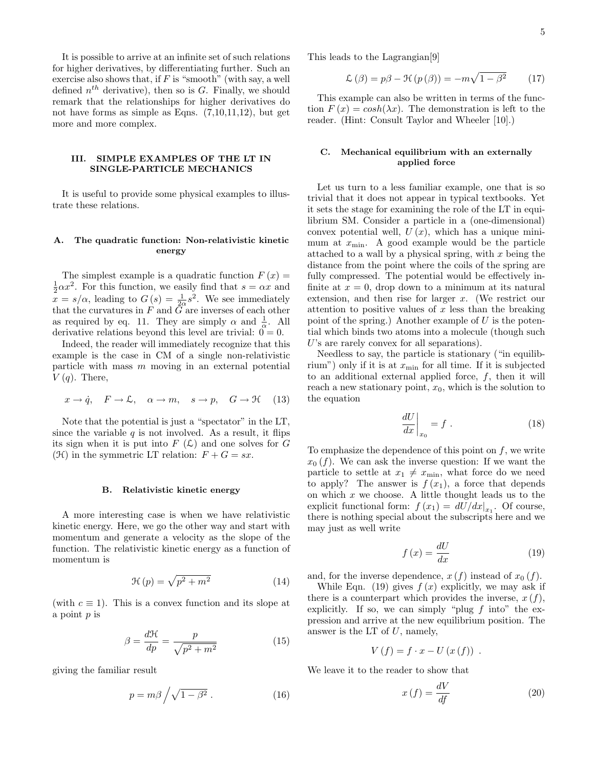It is possible to arrive at an infinite set of such relations for higher derivatives, by differentiating further. Such an exercise also shows that, if $F$ is "smooth" (with say, a well defined $n^{th}$ derivative), then so is $G$. Finally, we should remark that the relationships for higher derivatives do not have forms as simple as Eqns. (7,10,11,12), but get more and more complex.

## III. SIMPLE EXAMPLES OF THE LT IN SINGLE-PARTICLE MECHANICS

It is useful to provide some physical examples to illustrate these relations.

### A. The quadratic function: Non-relativistic kinetic energy

The simplest example is a quadratic function $F(x) = \frac{1}{2}\alpha x^2$. For this function, we easily find that $s = \alpha x$ and $x = s/\alpha$, leading to $G(s) = \frac{1}{2\alpha}s^2$. We see immediately that the curvatures in $F$ and $G$ are inverses of each other as required by eq. 11. They are simply $\alpha$ and $\frac{1}{\alpha}$. All derivative relations beyond this level are trivial: $0 = 0$.

Indeed, the reader will immediately recognize that this example is the case in CM of a single non-relativistic particle with mass $m$ moving in an external potential $V(q)$. There,

$$x \to \dot{q}, \quad F \to \mathcal{L}, \quad \alpha \to m, \quad s \to p, \quad G \to \mathcal{H} \tag{13}$$

Note that the potential is just a "spectator" in the LT, since the variable $q$ is not involved. As a result, it flips its sign when it is put into $F$ ($\mathcal{L}$) and one solves for $G$ ($\mathcal{H}$) in the symmetric LT relation: $F + G = sx$.

### B. Relativistic kinetic energy

A more interesting case is when we have relativistic kinetic energy. Here, we go the other way and start with momentum and generate a velocity as the slope of the function. The relativistic kinetic energy as a function of momentum is

$$\mathcal{H}(p) = \sqrt{p^2 + m^2} \tag{14}$$

(with $c \equiv 1$). This is a convex function and its slope at a point $p$ is

$$\beta = \frac{d\mathcal{H}}{dp} = \frac{p}{\sqrt{p^2 + m^2}} \tag{15}$$

giving the familiar result

$$p = m\beta \Big/ \sqrt{1 - \beta^2} \,. \tag{16}$$

This leads to the Lagrangian[9]

$$\mathcal{L}(\beta) = p\beta - \mathcal{H}(p(\beta)) = -m\sqrt{1 - \beta^2} \tag{17}$$

This example can also be written in terms of the function $F(x) = cosh(\lambda x)$. The demonstration is left to the reader. (Hint: Consult Taylor and Wheeler [10].)

### C. Mechanical equilibrium with an externally applied force

Let us turn to a less familiar example, one that is so trivial that it does not appear in typical textbooks. Yet it sets the stage for examining the role of the LT in equilibrium SM. Consider a particle in a (one-dimensional) convex potential well, $U(x)$, which has a unique minimum at $x_{\min}$. A good example would be the particle attached to a wall by a physical spring, with $x$ being the distance from the point where the coils of the spring are fully compressed. The potential would be effectively infinite at $x = 0$, drop down to a minimum at its natural extension, and then rise for larger $x$. (We restrict our attention to positive values of $x$ less than the breaking point of the spring.) Another example of $U$ is the potential which binds two atoms into a molecule (though such $U$'s are rarely convex for all separations).

Needless to say, the particle is stationary ("in equilibrium") only if it is at $x_{\min}$ for all time. If it is subjected to an additional external applied force, $f$, then it will reach a new stationary point, $x_0$, which is the solution to the equation

$$\left.\frac{dU}{dx}\right|_{x_0} = f \,. \tag{18}$$

To emphasize the dependence of this point on $f$, we write $x_0(f)$. We can ask the inverse question: If we want the particle to settle at $x_1 \neq x_{\min}$, what force do we need to apply? The answer is $f(x_1)$, a force that depends on which $x$ we choose. A little thought leads us to the explicit functional form: $f(x_1) = dU/dx|_{x_1}$. Of course, there is nothing special about the subscripts here and we may just as well write

$$f(x) = \frac{dU}{dx} \tag{19}$$

and, for the inverse dependence, $x(f)$ instead of $x_0(f)$.

While Eqn. (19) gives $f(x)$ explicitly, we may ask if there is a counterpart which provides the inverse, $x(f)$, explicitly. If so, we can simply "plug $f$ into" the expression and arrive at the new equilibrium position. The answer is the LT of $U$, namely,

$$V(f) = f \cdot x - U(x(f)) \,.$$

We leave it to the reader to show that

$$x(f) = \frac{dV}{df} \tag{20}$$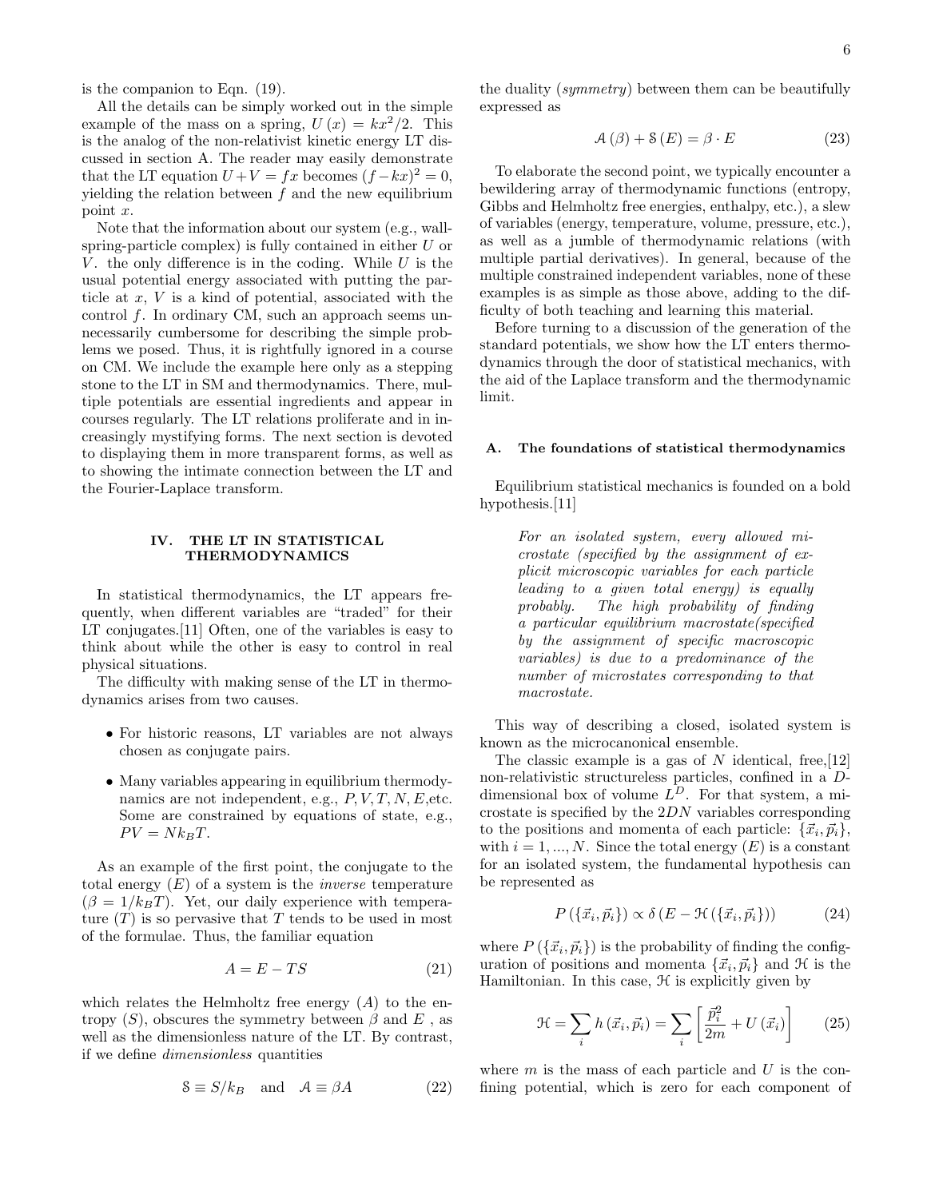is the companion to Eqn. (19).

All the details can be simply worked out in the simple example of the mass on a spring, $U(x) = kx^2/2$. This is the analog of the non-relativist kinetic energy LT discussed in section A. The reader may easily demonstrate that the LT equation $U + V = fx$ becomes $(f - kx)^2 = 0$, yielding the relation between $f$ and the new equilibrium point $x$.

Note that the information about our system (e.g., wall-spring-particle complex) is fully contained in either $U$ or $V$. the only difference is in the coding. While $U$ is the usual potential energy associated with putting the particle at $x$, $V$ is a kind of potential, associated with the control $f$. In ordinary CM, such an approach seems unnecessarily cumbersome for describing the simple problems we posed. Thus, it is rightfully ignored in a course on CM. We include the example here only as a stepping stone to the LT in SM and thermodynamics. There, multiple potentials are essential ingredients and appear in courses regularly. The LT relations proliferate and in increasingly mystifying forms. The next section is devoted to displaying them in more transparent forms, as well as to showing the intimate connection between the LT and the Fourier-Laplace transform.

## IV. THE LT IN STATISTICAL THERMODYNAMICS

In statistical thermodynamics, the LT appears frequently, when different variables are "traded" for their LT conjugates.[11] Often, one of the variables is easy to think about while the other is easy to control in real physical situations.

The difficulty with making sense of the LT in thermodynamics arises from two causes.

- For historic reasons, LT variables are not always chosen as conjugate pairs.
- Many variables appearing in equilibrium thermodynamics are not independent, e.g., $P, V, T, N, E$,etc. Some are constrained by equations of state, e.g., $PV = Nk_BT$.

As an example of the first point, the conjugate to the total energy ($E$) of a system is the *inverse* temperature ($\beta = 1/k_BT$). Yet, our daily experience with temperature ($T$) is so pervasive that $T$ tends to be used in most of the formulae. Thus, the familiar equation

$$A = E - TS \tag{21}$$

which relates the Helmholtz free energy ($A$) to the entropy ($S$), obscures the symmetry between $\beta$ and $E$ , as well as the dimensionless nature of the LT. By contrast, if we define *dimensionless* quantities

$$\mathcal{S} \equiv S/k_B \quad \text{and} \quad \mathcal{A} \equiv \beta A \tag{22}$$

the duality (*symmetry*) between them can be beautifully expressed as

$$\mathcal{A}(\beta) + \mathcal{S}(E) = \beta \cdot E \tag{23}$$

To elaborate the second point, we typically encounter a bewildering array of thermodynamic functions (entropy, Gibbs and Helmholtz free energies, enthalpy, etc.), a slew of variables (energy, temperature, volume, pressure, etc.), as well as a jumble of thermodynamic relations (with multiple partial derivatives). In general, because of the multiple constrained independent variables, none of these examples is as simple as those above, adding to the difficulty of both teaching and learning this material.

Before turning to a discussion of the generation of the standard potentials, we show how the LT enters thermodynamics through the door of statistical mechanics, with the aid of the Laplace transform and the thermodynamic limit.

### A. The foundations of statistical thermodynamics

Equilibrium statistical mechanics is founded on a bold hypothesis.[11]

> *For an isolated system, every allowed microstate (specified by the assignment of explicit microscopic variables for each particle leading to a given total energy) is equally probably. The high probability of finding a particular equilibrium macrostate(specified by the assignment of specific macroscopic variables) is due to a predominance of the number of microstates corresponding to that macrostate.*

This way of describing a closed, isolated system is known as the microcanonical ensemble.

The classic example is a gas of $N$ identical, free,[12] non-relativistic structureless particles, confined in a $D$-dimensional box of volume $L^D$. For that system, a microstate is specified by the $2DN$ variables corresponding to the positions and momenta of each particle: $\{\vec{x}_i, \vec{p}_i\}$, with $i = 1, ..., N$. Since the total energy ($E$) is a constant for an isolated system, the fundamental hypothesis can be represented as

$$P(\{\vec{x}_i, \vec{p}_i\}) \propto \delta(E - \mathcal{H}(\{\vec{x}_i, \vec{p}_i\})) \tag{24}$$

where $P(\{\vec{x}_i, \vec{p}_i\})$ is the probability of finding the configuration of positions and momenta $\{\vec{x}_i, \vec{p}_i\}$ and $\mathcal{H}$ is the Hamiltonian. In this case, $\mathcal{H}$ is explicitly given by

$$\mathcal{H} = \sum_i h(\vec{x}_i, \vec{p}_i) = \sum_i \left[ \frac{\vec{p}_i^2}{2m} + U(\vec{x}_i) \right] \tag{25}$$

where $m$ is the mass of each particle and $U$ is the confining potential, which is zero for each component of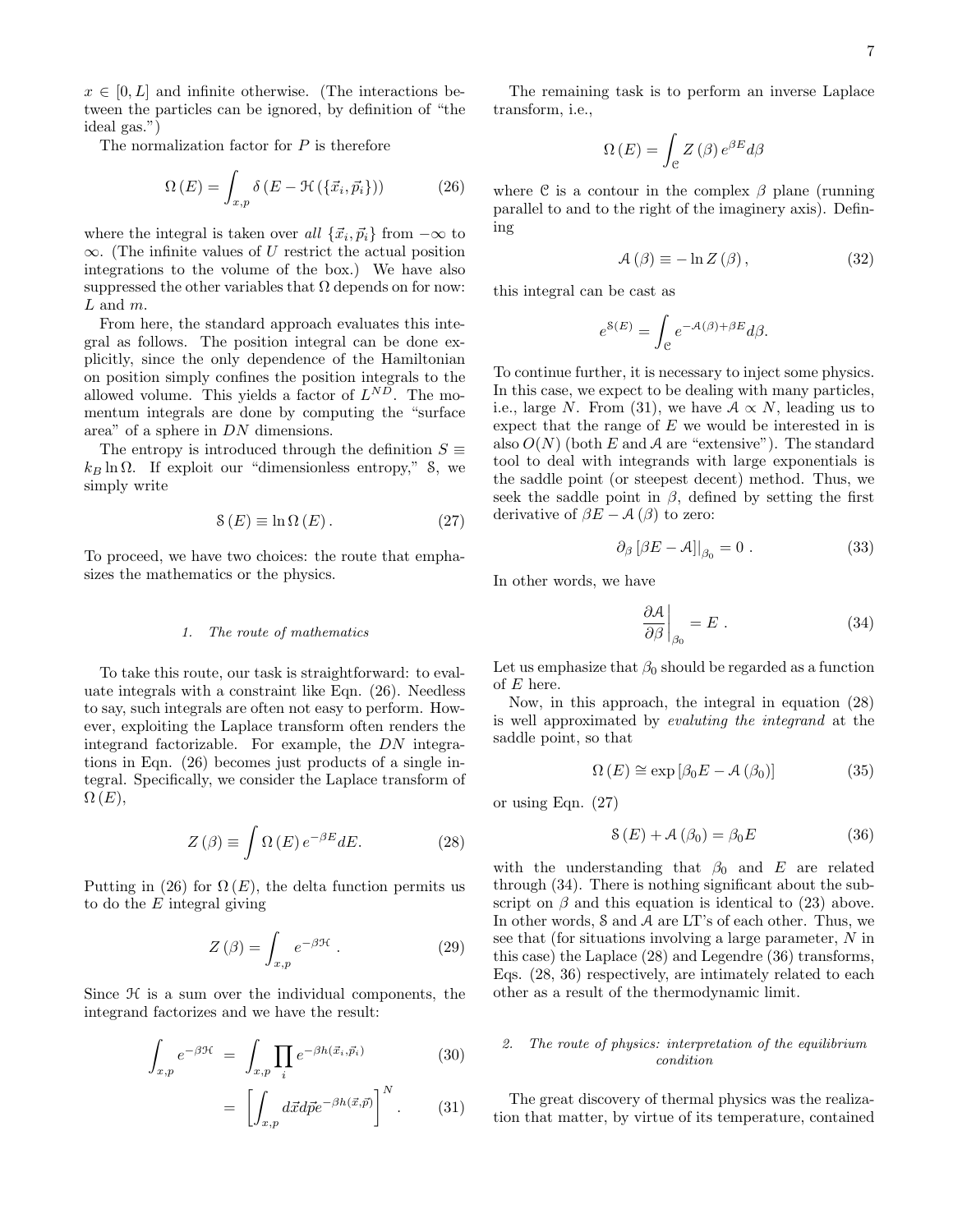$x \in [0, L]$ and infinite otherwise. (The interactions between the particles can be ignored, by definition of "the ideal gas.")

The normalization factor for $P$ is therefore

$$\Omega(E) = \int_{x,p} \delta\left(E - \mathcal{H}\left(\{\vec{x}_i, \vec{p}_i\}\right)\right) \tag{26}$$

where the integral is taken over *all* $\{\vec{x}_i, \vec{p}_i\}$ from $-\infty$ to $\infty$. (The infinite values of $U$ restrict the actual position integrations to the volume of the box.) We have also suppressed the other variables that $\Omega$ depends on for now: $L$ and $m$.

From here, the standard approach evaluates this integral as follows. The position integral can be done explicitly, since the only dependence of the Hamiltonian on position simply confines the position integrals to the allowed volume. This yields a factor of $L^{ND}$. The momentum integrals are done by computing the "surface area" of a sphere in $DN$ dimensions.

The entropy is introduced through the definition $S \equiv k_B \ln \Omega$. If exploit our "dimensionless entropy," $\mathcal{S}$, we simply write

$$\mathcal{S}(E) \equiv \ln \Omega(E). \tag{27}$$

To proceed, we have two choices: the route that emphasizes the mathematics or the physics.

### 1. The route of mathematics

To take this route, our task is straightforward: to evaluate integrals with a constraint like Eqn. (26). Needless to say, such integrals are often not easy to perform. However, exploiting the Laplace transform often renders the integrand factorizable. For example, the $DN$ integrations in Eqn. (26) becomes just products of a single integral. Specifically, we consider the Laplace transform of $\Omega(E)$,

$$Z(\beta) \equiv \int \Omega(E)\, e^{-\beta E} dE. \tag{28}$$

Putting in (26) for $\Omega(E)$, the delta function permits us to do the $E$ integral giving

$$Z(\beta) = \int_{x,p} e^{-\beta \mathcal{H}} \,. \tag{29}$$

Since $\mathcal{H}$ is a sum over the individual components, the integrand factorizes and we have the result:

$$\int_{x,p} e^{-\beta \mathcal{H}} = \int_{x,p} \prod_i e^{-\beta h(\vec{x}_i, \vec{p}_i)} \tag{30}$$

$$= \left[\int_{x,p} d\vec{x} d\vec{p} e^{-\beta h(\vec{x}, \vec{p})}\right]^N . \tag{31}$$

The remaining task is to perform an inverse Laplace transform, i.e.,

$$\Omega(E) = \int_{\mathcal{C}} Z(\beta)\, e^{\beta E} d\beta$$

where $\mathcal{C}$ is a contour in the complex $\beta$ plane (running parallel to and to the right of the imaginery axis). Defining

$$\mathcal{A}(\beta) \equiv -\ln Z(\beta), \tag{32}$$

this integral can be cast as

$$e^{\mathcal{S}(E)} = \int_{\mathcal{C}} e^{-\mathcal{A}(\beta) + \beta E} d\beta.$$

To continue further, it is necessary to inject some physics. In this case, we expect to be dealing with many particles, i.e., large $N$. From (31), we have $\mathcal{A} \propto N$, leading us to expect that the range of $E$ we would be interested in is also $O(N)$ (both $E$ and $\mathcal{A}$ are "extensive"). The standard tool to deal with integrands with large exponentials is the saddle point (or steepest decent) method. Thus, we seek the saddle point in $\beta$, defined by setting the first derivative of $\beta E - \mathcal{A}(\beta)$ to zero:

$$\partial_\beta \left[\beta E - \mathcal{A}\right]\big|_{\beta_0} = 0 \,. \tag{33}$$

In other words, we have

$$\left.\frac{\partial \mathcal{A}}{\partial \beta}\right|_{\beta_0} = E \,. \tag{34}$$

Let us emphasize that $\beta_0$ should be regarded as a function of $E$ here.

Now, in this approach, the integral in equation (28) is well approximated by *evaluting the integrand* at the saddle point, so that

$$\Omega(E) \cong \exp\left[\beta_0 E - \mathcal{A}(\beta_0)\right] \tag{35}$$

or using Eqn. (27)

$$\mathcal{S}(E) + \mathcal{A}(\beta_0) = \beta_0 E \tag{36}$$

with the understanding that $\beta_0$ and $E$ are related through (34). There is nothing significant about the subscript on $\beta$ and this equation is identical to (23) above. In other words, $\mathcal{S}$ and $\mathcal{A}$ are LT's of each other. Thus, we see that (for situations involving a large parameter, $N$ in this case) the Laplace (28) and Legendre (36) transforms, Eqs. (28, 36) respectively, are intimately related to each other as a result of the thermodynamic limit.

### 2. The route of physics: interpretation of the equilibrium condition

The great discovery of thermal physics was the realization that matter, by virtue of its temperature, contained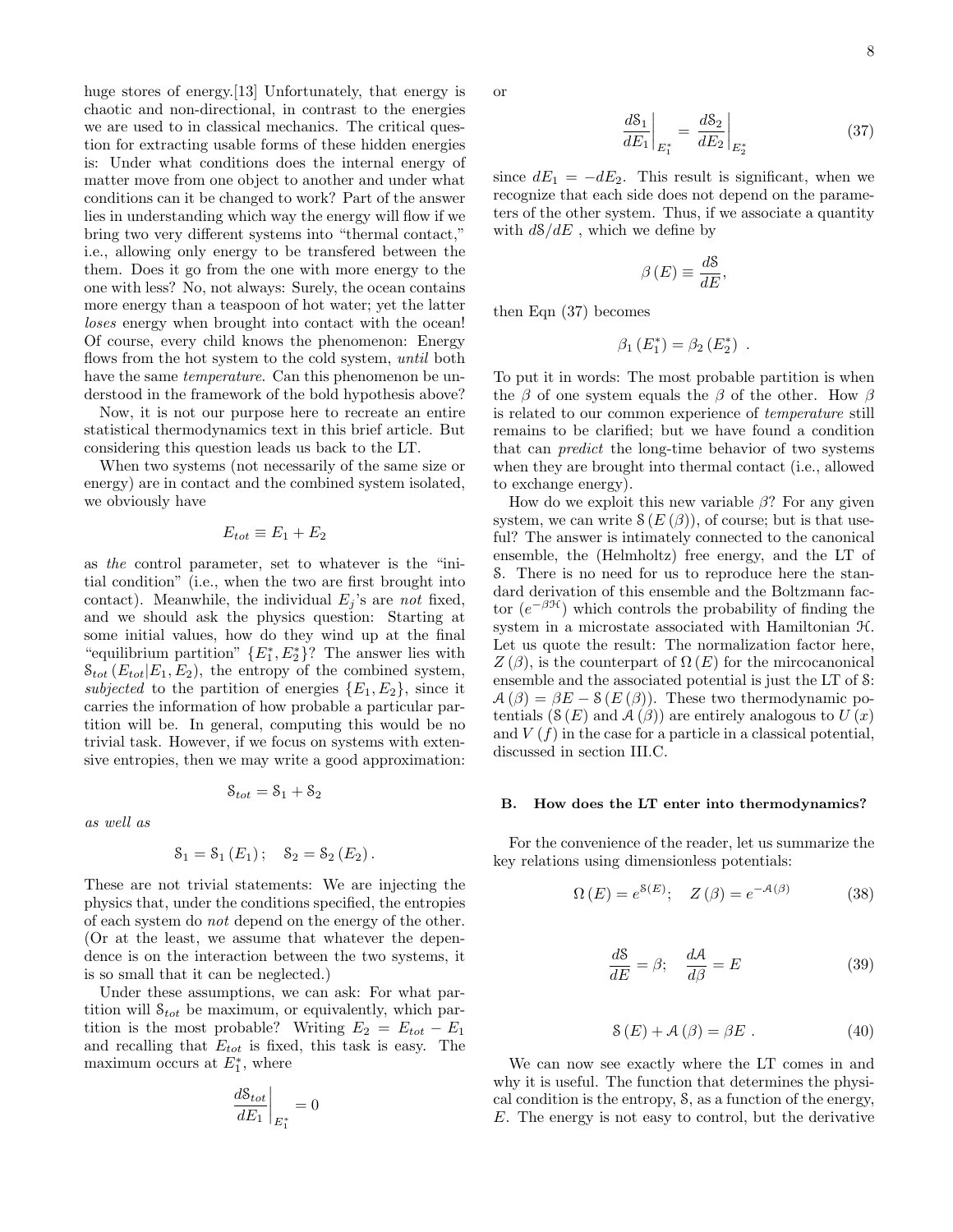huge stores of energy.[13] Unfortunately, that energy is chaotic and non-directional, in contrast to the energies we are used to in classical mechanics. The critical question for extracting usable forms of these hidden energies is: Under what conditions does the internal energy of matter move from one object to another and under what conditions can it be changed to work? Part of the answer lies in understanding which way the energy will flow if we bring two very different systems into "thermal contact," i.e., allowing only energy to be transfered between the them. Does it go from the one with more energy to the one with less? No, not always: Surely, the ocean contains more energy than a teaspoon of hot water; yet the latter *loses* energy when brought into contact with the ocean! Of course, every child knows the phenomenon: Energy flows from the hot system to the cold system, *until* both have the same *temperature*. Can this phenomenon be understood in the framework of the bold hypothesis above?

Now, it is not our purpose here to recreate an entire statistical thermodynamics text in this brief article. But considering this question leads us back to the LT.

When two systems (not necessarily of the same size or energy) are in contact and the combined system isolated, we obviously have

$$E_{tot} \equiv E_1 + E_2$$

as *the* control parameter, set to whatever is the "initial condition" (i.e., when the two are first brought into contact). Meanwhile, the individual $E_j$'s are *not* fixed, and we should ask the physics question: Starting at some initial values, how do they wind up at the final "equilibrium partition" $\{E_1^*, E_2^*\}$? The answer lies with $\mathcal{S}_{tot}(E_{tot}|E_1, E_2)$, the entropy of the combined system, *subjected* to the partition of energies $\{E_1, E_2\}$, since it carries the information of how probable a particular partition will be. In general, computing this would be no trivial task. However, if we focus on systems with extensive entropies, then we may write a good approximation:

$$\mathcal{S}_{tot} = \mathcal{S}_1 + \mathcal{S}_2$$

*as well as*

$$\mathcal{S}_1 = \mathcal{S}_1(E_1); \quad \mathcal{S}_2 = \mathcal{S}_2(E_2).$$

These are not trivial statements: We are injecting the physics that, under the conditions specified, the entropies of each system do *not* depend on the energy of the other. (Or at the least, we assume that whatever the dependence is on the interaction between the two systems, it is so small that it can be neglected.)

Under these assumptions, we can ask: For what partition will $\mathcal{S}_{tot}$ be maximum, or equivalently, which partition is the most probable? Writing $E_2 = E_{tot} - E_1$ and recalling that $E_{tot}$ is fixed, this task is easy. The maximum occurs at $E_1^*$, where

$$\left.\frac{d\mathcal{S}_{tot}}{dE_1}\right|_{E_1^*} = 0$$

or

$$\left.\frac{d\mathcal{S}_1}{dE_1}\right|_{E_1^*} = \left.\frac{d\mathcal{S}_2}{dE_2}\right|_{E_2^*} \tag{37}$$

since $dE_1 = -dE_2$. This result is significant, when we recognize that each side does not depend on the parameters of the other system. Thus, if we associate a quantity with $d\mathcal{S}/dE$ , which we define by

$$\beta(E) \equiv \frac{d\mathcal{S}}{dE},$$

then Eqn (37) becomes

$$\beta_1(E_1^*) = \beta_2(E_2^*) \ .$$

To put it in words: The most probable partition is when the $\beta$ of one system equals the $\beta$ of the other. How $\beta$ is related to our common experience of *temperature* still remains to be clarified; but we have found a condition that can *predict* the long-time behavior of two systems when they are brought into thermal contact (i.e., allowed to exchange energy).

How do we exploit this new variable $\beta$? For any given system, we can write $\mathcal{S}(E(\beta))$, of course; but is that useful? The answer is intimately connected to the canonical ensemble, the (Helmholtz) free energy, and the LT of $\mathcal{S}$. There is no need for us to reproduce here the standard derivation of this ensemble and the Boltzmann factor ($e^{-\beta\mathcal{H}}$) which controls the probability of finding the system in a microstate associated with Hamiltonian $\mathcal{H}$. Let us quote the result: The normalization factor here, $Z(\beta)$, is the counterpart of $\Omega(E)$ for the mircocanonical ensemble and the associated potential is just the LT of $\mathcal{S}$: $\mathcal{A}(\beta) = \beta E - \mathcal{S}(E(\beta))$. These two thermodynamic potentials ($\mathcal{S}(E)$ and $\mathcal{A}(\beta)$) are entirely analogous to $U(x)$ and $V(f)$ in the case for a particle in a classical potential, discussed in section III.C.

### B. How does the LT enter into thermodynamics?

For the convenience of the reader, let us summarize the key relations using dimensionless potentials:

$$\Omega(E) = e^{\mathcal{S}(E)}; \quad Z(\beta) = e^{-\mathcal{A}(\beta)} \tag{38}$$

$$\frac{d\mathcal{S}}{dE} = \beta; \quad \frac{d\mathcal{A}}{d\beta} = E \tag{39}$$

$$\mathcal{S}(E) + \mathcal{A}(\beta) = \beta E \ . \tag{40}$$

We can now see exactly where the LT comes in and why it is useful. The function that determines the physical condition is the entropy, $\mathcal{S}$, as a function of the energy, $E$. The energy is not easy to control, but the derivative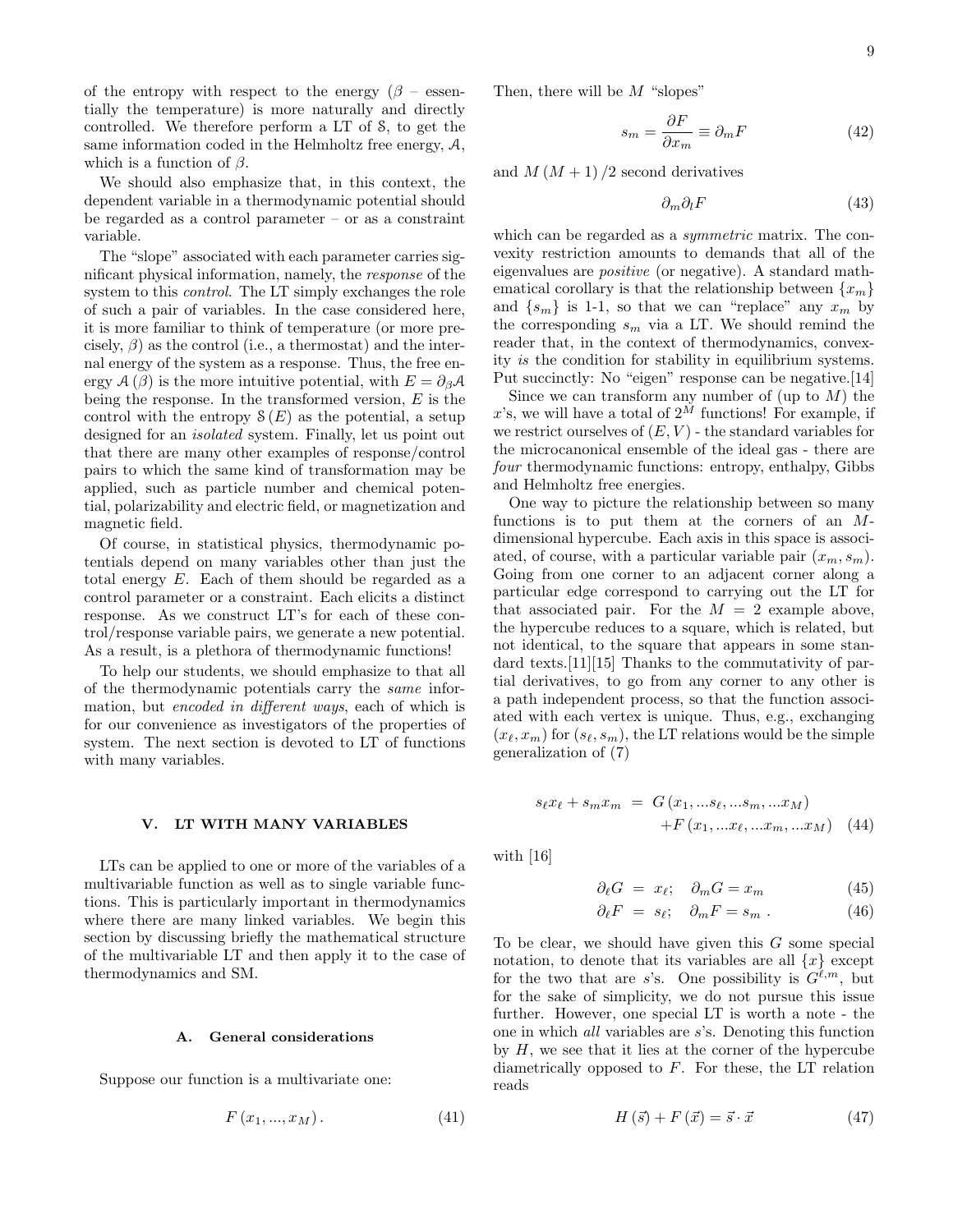of the entropy with respect to the energy ($\beta$ – essentially the temperature) is more naturally and directly controlled. We therefore perform a LT of $\mathcal{S}$, to get the same information coded in the Helmholtz free energy, $\mathcal{A}$, which is a function of $\beta$.

We should also emphasize that, in this context, the dependent variable in a thermodynamic potential should be regarded as a control parameter – or as a constraint variable.

The "slope" associated with each parameter carries significant physical information, namely, the *response* of the system to this *control*. The LT simply exchanges the role of such a pair of variables. In the case considered here, it is more familiar to think of temperature (or more precisely, $\beta$) as the control (i.e., a thermostat) and the internal energy of the system as a response. Thus, the free energy $\mathcal{A}(\beta)$ is the more intuitive potential, with $E = \partial_\beta \mathcal{A}$ being the response. In the transformed version, $E$ is the control with the entropy $\mathcal{S}(E)$ as the potential, a setup designed for an *isolated* system. Finally, let us point out that there are many other examples of response/control pairs to which the same kind of transformation may be applied, such as particle number and chemical potential, polarizability and electric field, or magnetization and magnetic field.

Of course, in statistical physics, thermodynamic potentials depend on many variables other than just the total energy $E$. Each of them should be regarded as a control parameter or a constraint. Each elicits a distinct response. As we construct LT's for each of these control/response variable pairs, we generate a new potential. As a result, is a plethora of thermodynamic functions!

To help our students, we should emphasize to that all of the thermodynamic potentials carry the *same* information, but *encoded in different ways*, each of which is for our convenience as investigators of the properties of system. The next section is devoted to LT of functions with many variables.

## V. LT WITH MANY VARIABLES

LTs can be applied to one or more of the variables of a multivariable function as well as to single variable functions. This is particularly important in thermodynamics where there are many linked variables. We begin this section by discussing briefly the mathematical structure of the multivariable LT and then apply it to the case of thermodynamics and SM.

### A. General considerations

Suppose our function is a multivariate one:

$$F(x_1, ..., x_M). \tag{41}$$

Then, there will be $M$ "slopes"

$$s_m = \frac{\partial F}{\partial x_m} \equiv \partial_m F \tag{42}$$

and $M(M+1)/2$ second derivatives

$$\partial_m \partial_l F \tag{43}$$

which can be regarded as a *symmetric* matrix. The convexity restriction amounts to demands that all of the eigenvalues are *positive* (or negative). A standard mathematical corollary is that the relationship between $\{x_m\}$ and $\{s_m\}$ is 1-1, so that we can "replace" any $x_m$ by the corresponding $s_m$ via a LT. We should remind the reader that, in the context of thermodynamics, convexity *is* the condition for stability in equilibrium systems. Put succinctly: No "eigen" response can be negative.[14]

Since we can transform any number of (up to $M$) the $x$'s, we will have a total of $2^M$ functions! For example, if we restrict ourselves of $(E, V)$ - the standard variables for the microcanonical ensemble of the ideal gas - there are *four* thermodynamic functions: entropy, enthalpy, Gibbs and Helmholtz free energies.

One way to picture the relationship between so many functions is to put them at the corners of an $M$-dimensional hypercube. Each axis in this space is associated, of course, with a particular variable pair $(x_m, s_m)$. Going from one corner to an adjacent corner along a particular edge correspond to carrying out the LT for that associated pair. For the $M = 2$ example above, the hypercube reduces to a square, which is related, but not identical, to the square that appears in some standard texts.[11][15] Thanks to the commutativity of partial derivatives, to go from any corner to any other is a path independent process, so that the function associated with each vertex is unique. Thus, e.g., exchanging $(x_\ell, x_m)$ for $(s_\ell, s_m)$, the LT relations would be the simple generalization of (7)

$$\begin{aligned} s_\ell x_\ell + s_m x_m &= G(x_1, ...s_\ell, ...s_m, ...x_M) \\ &\quad + F(x_1, ...x_\ell, ...x_m, ...x_M) \end{aligned} \tag{44}$$

with [16]

$$\partial_\ell G = x_\ell; \quad \partial_m G = x_m \tag{45}$$

$$\partial_\ell F = s_\ell; \quad \partial_m F = s_m \,. \tag{46}$$

To be clear, we should have given this $G$ some special notation, to denote that its variables are all $\{x\}$ except for the two that are $s$'s. One possibility is $G^{\ell,m}$, but for the sake of simplicity, we do not pursue this issue further. However, one special LT is worth a note - the one in which *all* variables are $s$'s. Denoting this function by $H$, we see that it lies at the corner of the hypercube diametrically opposed to $F$. For these, the LT relation reads

$$H(\vec{s}) + F(\vec{x}) = \vec{s} \cdot \vec{x} \tag{47}$$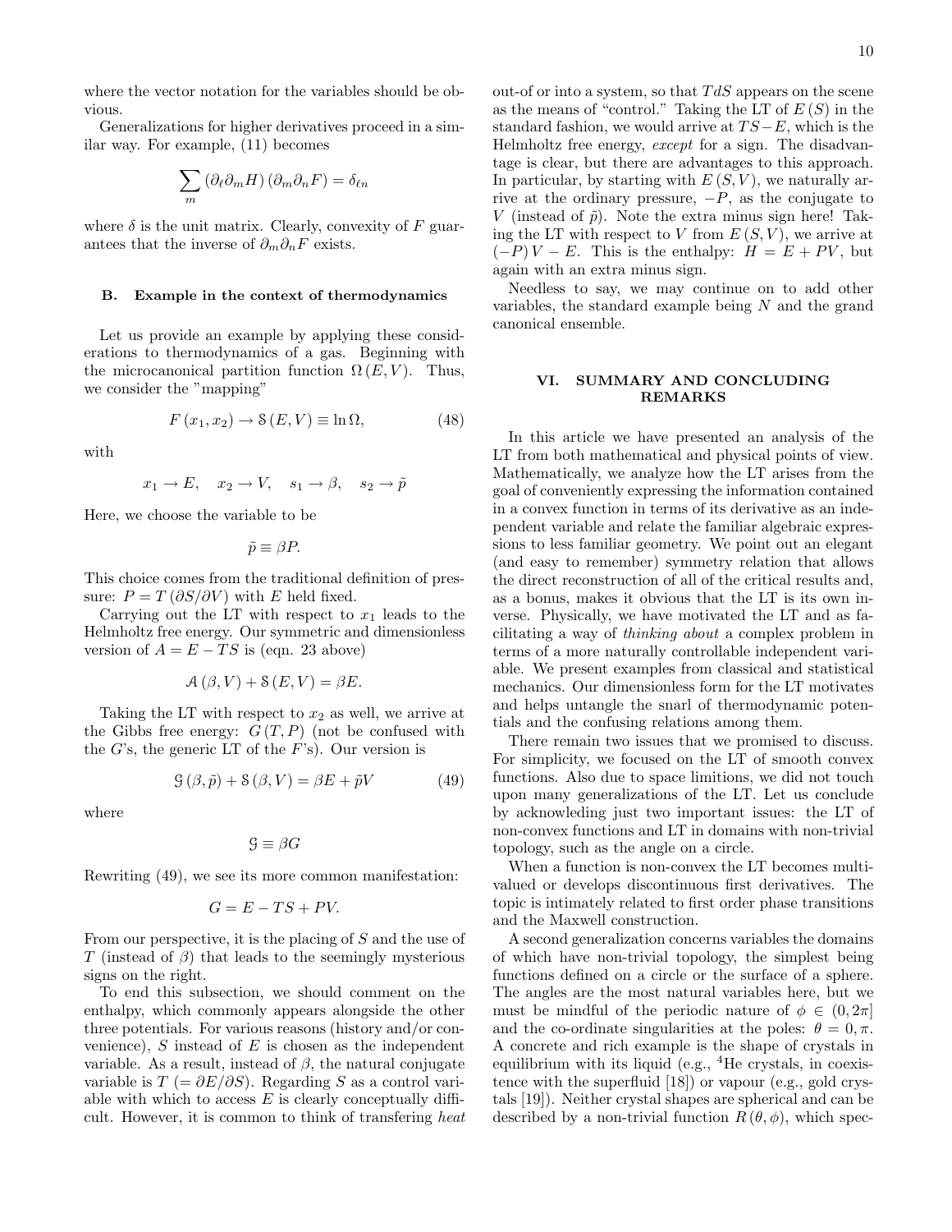where the vector notation for the variables should be obvious.

Generalizations for higher derivatives proceed in a similar way. For example, (11) becomes

$$\sum_m (\partial_\ell \partial_m H)(\partial_m \partial_n F) = \delta_{\ell n}$$

where $\delta$ is the unit matrix. Clearly, convexity of $F$ guarantees that the inverse of $\partial_m \partial_n F$ exists.

### B. Example in the context of thermodynamics

Let us provide an example by applying these considerations to thermodynamics of a gas. Beginning with the microcanonical partition function $\Omega(E,V)$. Thus, we consider the "mapping"

$$F(x_1, x_2) \to \mathcal{S}(E,V) \equiv \ln \Omega, \tag{48}$$

with

$$x_1 \to E, \quad x_2 \to V, \quad s_1 \to \beta, \quad s_2 \to \tilde{p}$$

Here, we choose the variable to be

$$\tilde{p} \equiv \beta P.$$

This choice comes from the traditional definition of pressure: $P = T(\partial S/\partial V)$ with $E$ held fixed.

Carrying out the LT with respect to $x_1$ leads to the Helmholtz free energy. Our symmetric and dimensionless version of $A = E - TS$ is (eqn. 23 above)

$$\mathcal{A}(\beta, V) + \mathcal{S}(E, V) = \beta E.$$

Taking the LT with respect to $x_2$ as well, we arrive at the Gibbs free energy: $G(T,P)$ (not be confused with the $G$'s, the generic LT of the $F$'s). Our version is

$$\mathcal{G}(\beta, \tilde{p}) + \mathcal{S}(\beta, V) = \beta E + \tilde{p} V \tag{49}$$

where

$$\mathcal{G} \equiv \beta G$$

Rewriting (49), we see its more common manifestation:

$$G = E - TS + PV.$$

From our perspective, it is the placing of $S$ and the use of $T$ (instead of $\beta$) that leads to the seemingly mysterious signs on the right.

To end this subsection, we should comment on the enthalpy, which commonly appears alongside the other three potentials. For various reasons (history and/or convenience), $S$ instead of $E$ is chosen as the independent variable. As a result, instead of $\beta$, the natural conjugate variable is $T$ $(= \partial E/\partial S)$. Regarding $S$ as a control variable with which to access $E$ is clearly conceptually difficult. However, it is common to think of transfering *heat* out-of or into a system, so that $TdS$ appears on the scene as the means of "control." Taking the LT of $E(S)$ in the standard fashion, we would arrive at $TS - E$, which is the Helmholtz free energy, *except* for a sign. The disadvantage is clear, but there are advantages to this approach. In particular, by starting with $E(S,V)$, we naturally arrive at the ordinary pressure, $-P$, as the conjugate to $V$ (instead of $\tilde{p}$). Note the extra minus sign here! Taking the LT with respect to $V$ from $E(S,V)$, we arrive at $(-P)V - E$. This is the enthalpy: $H = E + PV$, but again with an extra minus sign.

Needless to say, we may continue on to add other variables, the standard example being $N$ and the grand canonical ensemble.

## VI. SUMMARY AND CONCLUDING REMARKS

In this article we have presented an analysis of the LT from both mathematical and physical points of view. Mathematically, we analyze how the LT arises from the goal of conveniently expressing the information contained in a convex function in terms of its derivative as an independent variable and relate the familiar algebraic expressions to less familiar geometry. We point out an elegant (and easy to remember) symmetry relation that allows the direct reconstruction of all of the critical results and, as a bonus, makes it obvious that the LT is its own inverse. Physically, we have motivated the LT and as facilitating a way of *thinking about* a complex problem in terms of a more naturally controllable independent variable. We present examples from classical and statistical mechanics. Our dimensionless form for the LT motivates and helps untangle the snarl of thermodynamic potentials and the confusing relations among them.

There remain two issues that we promised to discuss. For simplicity, we focused on the LT of smooth convex functions. Also due to space limitions, we did not touch upon many generalizations of the LT. Let us conclude by acknowleding just two important issues: the LT of non-convex functions and LT in domains with non-trivial topology, such as the angle on a circle.

When a function is non-convex the LT becomes multivalued or develops discontinuous first derivatives. The topic is intimately related to first order phase transitions and the Maxwell construction.

A second generalization concerns variables the domains of which have non-trivial topology, the simplest being functions defined on a circle or the surface of a sphere. The angles are the most natural variables here, but we must be mindful of the periodic nature of $\phi \in (0, 2\pi]$ and the co-ordinate singularities at the poles: $\theta = 0, \pi$. A concrete and rich example is the shape of crystals in equilibrium with its liquid (e.g., $^4$He crystals, in coexistence with the superfluid [18]) or vapour (e.g., gold crystals [19]). Neither crystal shapes are spherical and can be described by a non-trivial function $R(\theta, \phi)$, which spec-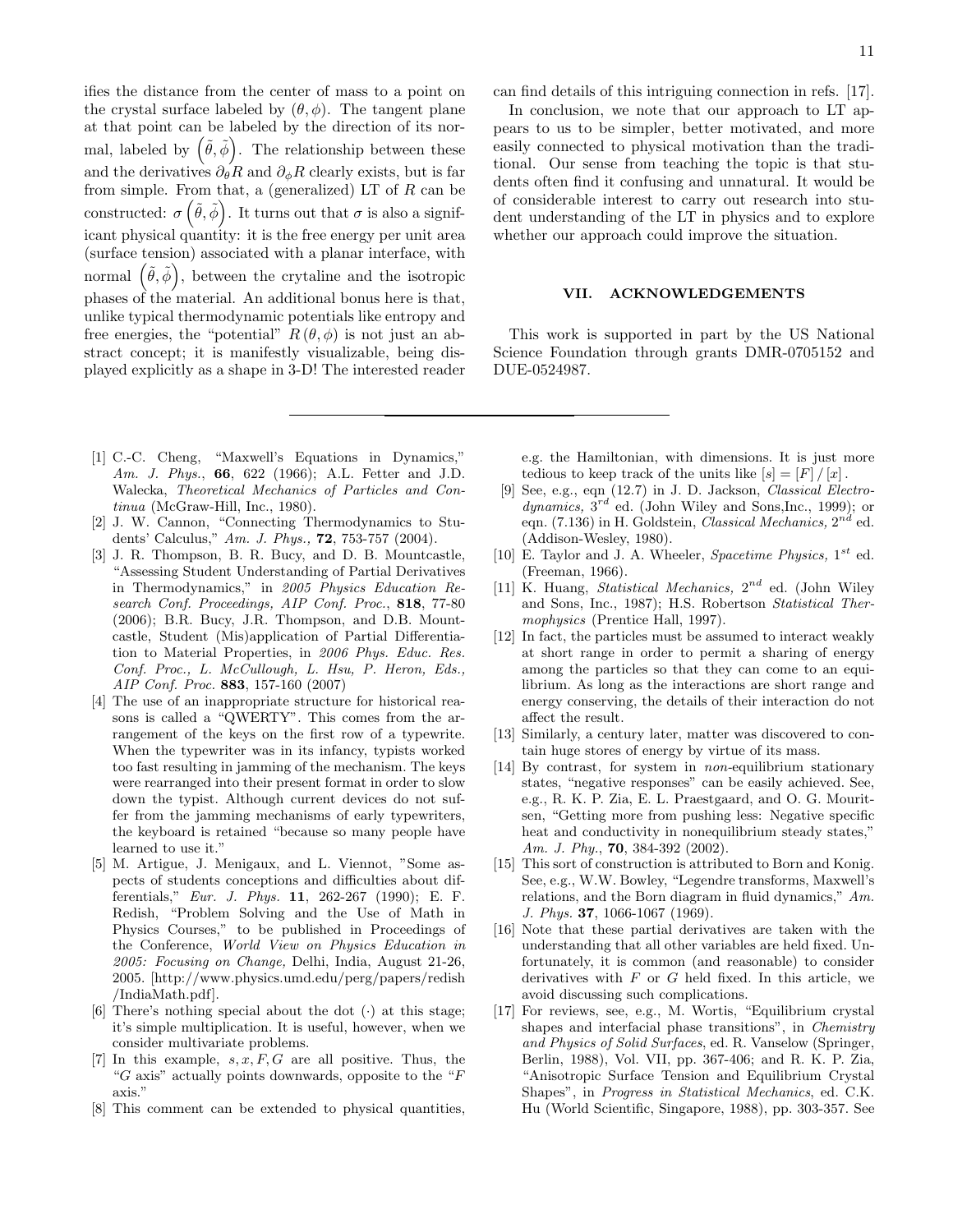ifies the distance from the center of mass to a point on the crystal surface labeled by $(\theta,\phi)$. The tangent plane at that point can be labeled by the direction of its normal, labeled by $\left(\tilde{\theta},\tilde{\phi}\right)$. The relationship between these and the derivatives $\partial_\theta R$ and $\partial_\phi R$ clearly exists, but is far from simple. From that, a (generalized) LT of $R$ can be constructed: $\sigma\left(\tilde{\theta},\tilde{\phi}\right)$. It turns out that $\sigma$ is also a significant physical quantity: it is the free energy per unit area (surface tension) associated with a planar interface, with normal $\left(\tilde{\theta},\tilde{\phi}\right)$, between the crytaline and the isotropic phases of the material. An additional bonus here is that, unlike typical thermodynamic potentials like entropy and free energies, the "potential" $R(\theta,\phi)$ is not just an abstract concept; it is manifestly visualizable, being displayed explicitly as a shape in 3-D! The interested reader can find details of this intriguing connection in refs. [17].

In conclusion, we note that our approach to LT appears to us to be simpler, better motivated, and more easily connected to physical motivation than the traditional. Our sense from teaching the topic is that students often find it confusing and unnatural. It would be of considerable interest to carry out research into student understanding of the LT in physics and to explore whether our approach could improve the situation.

## VII. ACKNOWLEDGEMENTS

This work is supported in part by the US National Science Foundation through grants DMR-0705152 and DUE-0524987.

---

[1] C.-C. Cheng, "Maxwell's Equations in Dynamics," *Am. J. Phys.*, **66**, 622 (1966); A.L. Fetter and J.D. Walecka, *Theoretical Mechanics of Particles and Continua* (McGraw-Hill, Inc., 1980).

[2] J. W. Cannon, "Connecting Thermodynamics to Students' Calculus," *Am. J. Phys.,* **72**, 753-757 (2004).

[3] J. R. Thompson, B. R. Bucy, and D. B. Mountcastle, "Assessing Student Understanding of Partial Derivatives in Thermodynamics," in *2005 Physics Education Research Conf. Proceedings, AIP Conf. Proc.*, **818**, 77-80 (2006); B.R. Bucy, J.R. Thompson, and D.B. Mountcastle, Student (Mis)application of Partial Differentiation to Material Properties, in *2006 Phys. Educ. Res. Conf. Proc., L. McCullough, L. Hsu, P. Heron, Eds., AIP Conf. Proc.* **883**, 157-160 (2007)

[4] The use of an inappropriate structure for historical reasons is called a "QWERTY". This comes from the arrangement of the keys on the first row of a typewrite. When the typewriter was in its infancy, typists worked too fast resulting in jamming of the mechanism. The keys were rearranged into their present format in order to slow down the typist. Although current devices do not suffer from the jamming mechanisms of early typewriters, the keyboard is retained "because so many people have learned to use it."

[5] M. Artigue, J. Menigaux, and L. Viennot, "Some aspects of students conceptions and difficulties about differentials," *Eur. J. Phys.* **11**, 262-267 (1990); E. F. Redish, "Problem Solving and the Use of Math in Physics Courses," to be published in Proceedings of the Conference, *World View on Physics Education in 2005: Focusing on Change,* Delhi, India, August 21-26, 2005. [http://www.physics.umd.edu/perg/papers/redish/IndiaMath.pdf].

[6] There's nothing special about the dot $(\cdot)$ at this stage; it's simple multiplication. It is useful, however, when we consider multivariate problems.

[7] In this example, $s,x,F,G$ are all positive. Thus, the "$G$ axis" actually points downwards, opposite to the "$F$ axis."

[8] This comment can be extended to physical quantities, e.g. the Hamiltonian, with dimensions. It is just more tedious to keep track of the units like $[s]=[F]/[x]$.

[9] See, e.g., eqn (12.7) in J. D. Jackson, *Classical Electrodynamics,* $3^{rd}$ ed. (John Wiley and Sons,Inc., 1999); or eqn. (7.136) in H. Goldstein, *Classical Mechanics,* $2^{nd}$ ed. (Addison-Wesley, 1980).

[10] E. Taylor and J. A. Wheeler, *Spacetime Physics,* $1^{st}$ ed. (Freeman, 1966).

[11] K. Huang, *Statistical Mechanics,* $2^{nd}$ ed. (John Wiley and Sons, Inc., 1987); H.S. Robertson *Statistical Thermophysics* (Prentice Hall, 1997).

[12] In fact, the particles must be assumed to interact weakly at short range in order to permit a sharing of energy among the particles so that they can come to an equilibrium. As long as the interactions are short range and energy conserving, the details of their interaction do not affect the result.

[13] Similarly, a century later, matter was discovered to contain huge stores of energy by virtue of its mass.

[14] By contrast, for system in *non*-equilibrium stationary states, "negative responses" can be easily achieved. See, e.g., R. K. P. Zia, E. L. Praestgaard, and O. G. Mouritsen, "Getting more from pushing less: Negative specific heat and conductivity in nonequilibrium steady states," *Am. J. Phy.*, **70**, 384-392 (2002).

[15] This sort of construction is attributed to Born and Konig. See, e.g., W.W. Bowley, "Legendre transforms, Maxwell's relations, and the Born diagram in fluid dynamics," *Am. J. Phys.* **37**, 1066-1067 (1969).

[16] Note that these partial derivatives are taken with the understanding that all other variables are held fixed. Unfortunately, it is common (and reasonable) to consider derivatives with $F$ or $G$ held fixed. In this article, we avoid discussing such complications.

[17] For reviews, see, e.g., M. Wortis, "Equilibrium crystal shapes and interfacial phase transitions", in *Chemistry and Physics of Solid Surfaces*, ed. R. Vanselow (Springer, Berlin, 1988), Vol. VII, pp. 367-406; and R. K. P. Zia, "Anisotropic Surface Tension and Equilibrium Crystal Shapes", in *Progress in Statistical Mechanics*, ed. C.K. Hu (World Scientific, Singapore, 1988), pp. 303-357. See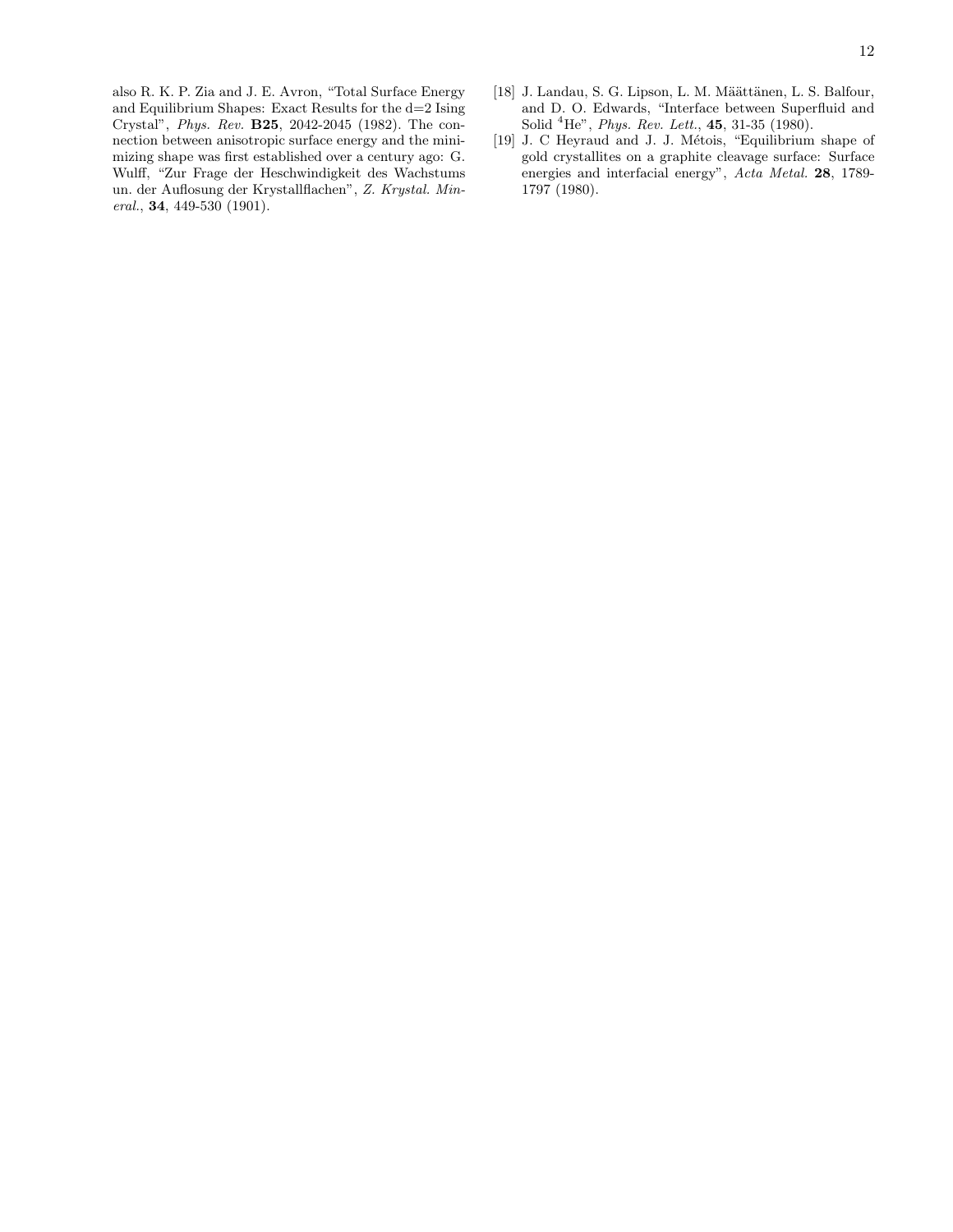also R. K. P. Zia and J. E. Avron, "Total Surface Energy and Equilibrium Shapes: Exact Results for the d=2 Ising Crystal", *Phys. Rev.* **B25**, 2042-2045 (1982). The connection between anisotropic surface energy and the minimizing shape was first established over a century ago: G. Wulff, "Zur Frage der Heschwindigkeit des Wachstums un. der Auflosung der Krystallflachen", *Z. Krystal. Mineral.*, **34**, 449-530 (1901).

[18] J. Landau, S. G. Lipson, L. M. Määttänen, L. S. Balfour, and D. O. Edwards, "Interface between Superfluid and Solid $^4$He", *Phys. Rev. Lett.*, **45**, 31-35 (1980).

[19] J. C Heyraud and J. J. Métois, "Equilibrium shape of gold crystallites on a graphite cleavage surface: Surface energies and interfacial energy", *Acta Metal.* **28**, 1789-1797 (1980).